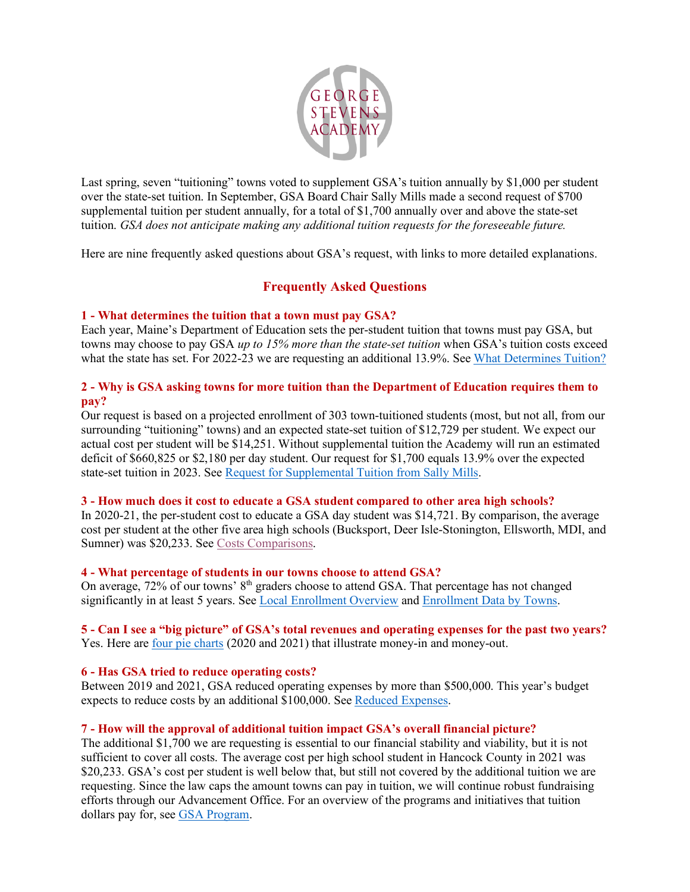GEORGE STEVENS ACADEMY

Last spring, seven "tuitioning" towns voted to supplement GSA's tuition annually by $1,000 per student over the state-set tuition. In September, GSA Board Chair Sally Mills made a second request of $700 supplemental tuition per student annually, for a total of $1,700 annually over and above the state-set tuition. *GSA does not anticipate making any additional tuition requests for the foreseeable future.*

Here are nine frequently asked questions about GSA's request, with links to more detailed explanations.

## Frequently Asked Questions

### 1 - What determines the tuition that a town must pay GSA?

Each year, Maine's Department of Education sets the per-student tuition that towns must pay GSA, but towns may choose to pay GSA *up to 15% more than the state-set tuition* when GSA's tuition costs exceed what the state has set. For 2022-23 we are requesting an additional 13.9%. See What Determines Tuition?

### 2 - Why is GSA asking towns for more tuition than the Department of Education requires them to pay?

Our request is based on a projected enrollment of 303 town-tuitioned students (most, but not all, from our surrounding "tuitioning" towns) and an expected state-set tuition of $12,729 per student. We expect our actual cost per student will be $14,251. Without supplemental tuition the Academy will run an estimated deficit of $660,825 or $2,180 per day student. Our request for $1,700 equals 13.9% over the expected state-set tuition in 2023. See Request for Supplemental Tuition from Sally Mills.

### 3 - How much does it cost to educate a GSA student compared to other area high schools?

In 2020-21, the per-student cost to educate a GSA day student was $14,721. By comparison, the average cost per student at the other five area high schools (Bucksport, Deer Isle-Stonington, Ellsworth, MDI, and Sumner) was $20,233. See Costs Comparisons.

### 4 - What percentage of students in our towns choose to attend GSA?

On average, 72% of our towns' 8th graders choose to attend GSA. That percentage has not changed significantly in at least 5 years. See Local Enrollment Overview and Enrollment Data by Towns.

### 5 - Can I see a "big picture" of GSA's total revenues and operating expenses for the past two years?

Yes. Here are four pie charts (2020 and 2021) that illustrate money-in and money-out.

### 6 - Has GSA tried to reduce operating costs?

Between 2019 and 2021, GSA reduced operating expenses by more than $500,000. This year's budget expects to reduce costs by an additional $100,000. See Reduced Expenses.

### 7 - How will the approval of additional tuition impact GSA's overall financial picture?

The additional $1,700 we are requesting is essential to our financial stability and viability, but it is not sufficient to cover all costs. The average cost per high school student in Hancock County in 2021 was $20,233. GSA's cost per student is well below that, but still not covered by the additional tuition we are requesting. Since the law caps the amount towns can pay in tuition, we will continue robust fundraising efforts through our Advancement Office. For an overview of the programs and initiatives that tuition dollars pay for, see GSA Program.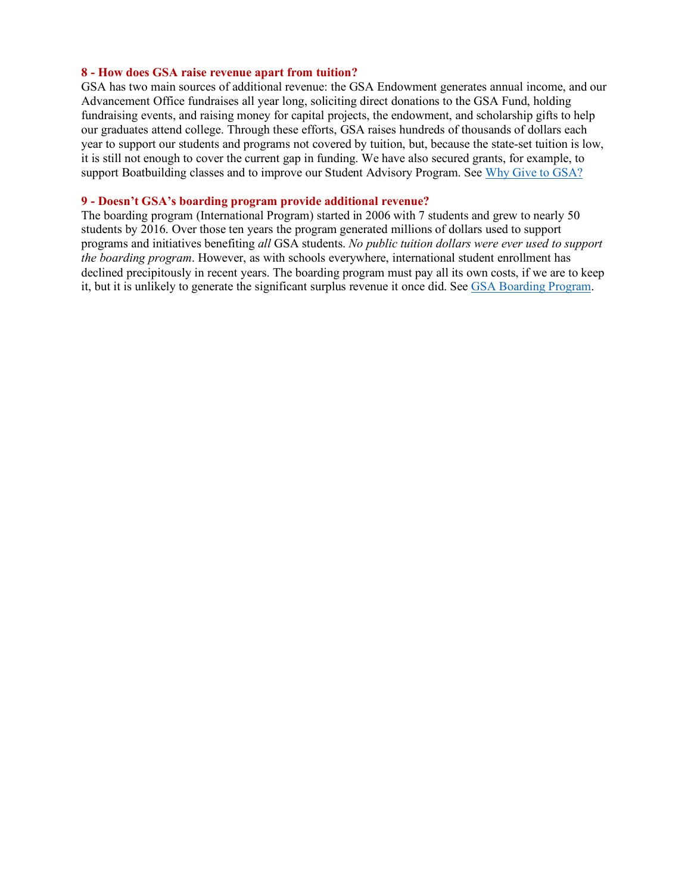### 8 - How does GSA raise revenue apart from tuition?

GSA has two main sources of additional revenue: the GSA Endowment generates annual income, and our Advancement Office fundraises all year long, soliciting direct donations to the GSA Fund, holding fundraising events, and raising money for capital projects, the endowment, and scholarship gifts to help our graduates attend college. Through these efforts, GSA raises hundreds of thousands of dollars each year to support our students and programs not covered by tuition, but, because the state-set tuition is low, it is still not enough to cover the current gap in funding. We have also secured grants, for example, to support Boatbuilding classes and to improve our Student Advisory Program. See Why Give to GSA?

### 9 - Doesn't GSA's boarding program provide additional revenue?

The boarding program (International Program) started in 2006 with 7 students and grew to nearly 50 students by 2016. Over those ten years the program generated millions of dollars used to support programs and initiatives benefiting *all* GSA students. *No public tuition dollars were ever used to support the boarding program*. However, as with schools everywhere, international student enrollment has declined precipitously in recent years. The boarding program must pay all its own costs, if we are to keep it, but it is unlikely to generate the significant surplus revenue it once did. See GSA Boarding Program.